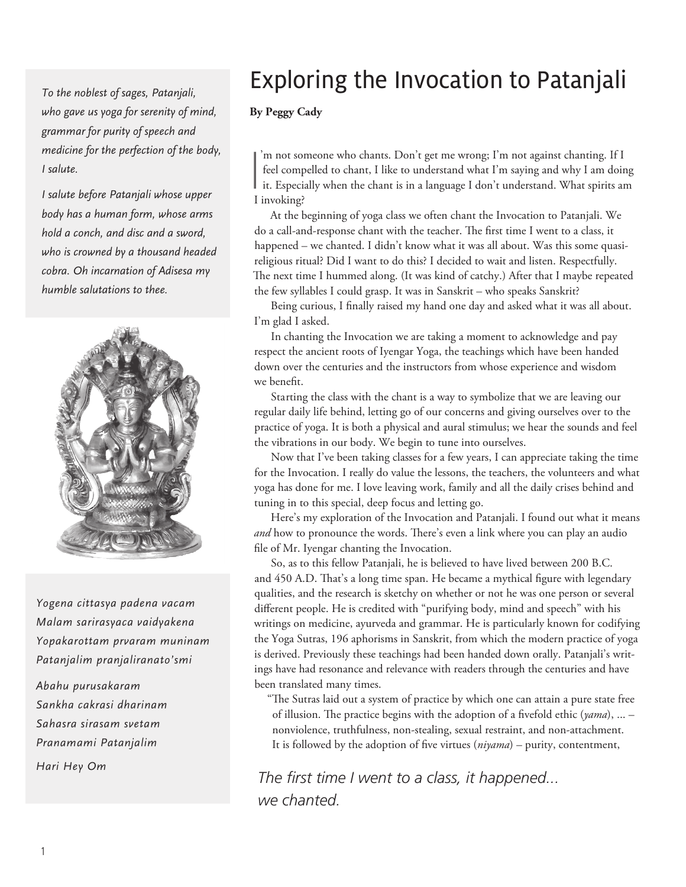# Exploring the Invocation to Patanjali

**By Peggy Cady**

I'm not someone who chants. Don't get me wrong; I'm not against chanting. If I feel compelled to chant, I like to understand what I'm saying and why I am doing it. Especially when the chant is in a language I don't understand. What spirits am I invoking?

At the beginning of yoga class we often chant the Invocation to Patanjali. We do a call-and-response chant with the teacher. The first time I went to a class, it happened – we chanted. I didn't know what it was all about. Was this some quasi-religious ritual? Did I want to do this? I decided to wait and listen. Respectfully. The next time I hummed along. (It was kind of catchy.) After that I maybe repeated the few syllables I could grasp. It was in Sanskrit – who speaks Sanskrit?

Being curious, I finally raised my hand one day and asked what it was all about. I'm glad I asked.

In chanting the Invocation we are taking a moment to acknowledge and pay respect the ancient roots of Iyengar Yoga, the teachings which have been handed down over the centuries and the instructors from whose experience and wisdom we benefit.

Starting the class with the chant is a way to symbolize that we are leaving our regular daily life behind, letting go of our concerns and giving ourselves over to the practice of yoga. It is both a physical and aural stimulus; we hear the sounds and feel the vibrations in our body. We begin to tune into ourselves.

Now that I've been taking classes for a few years, I can appreciate taking the time for the Invocation. I really do value the lessons, the teachers, the volunteers and what yoga has done for me. I love leaving work, family and all the daily crises behind and tuning in to this special, deep focus and letting go.

Here's my exploration of the Invocation and Patanjali. I found out what it means *and* how to pronounce the words. There's even a link where you can play an audio file of Mr. Iyengar chanting the Invocation.

So, as to this fellow Patanjali, he is believed to have lived between 200 B.C. and 450 A.D. That's a long time span. He became a mythical figure with legendary qualities, and the research is sketchy on whether or not he was one person or several different people. He is credited with "purifying body, mind and speech" with his writings on medicine, ayurveda and grammar. He is particularly known for codifying the Yoga Sutras, 196 aphorisms in Sanskrit, from which the modern practice of yoga is derived. Previously these teachings had been handed down orally. Patanjali's writings have had resonance and relevance with readers through the centuries and have been translated many times.

> "The Sutras laid out a system of practice by which one can attain a pure state free of illusion. The practice begins with the adoption of a fivefold ethic (*yama*), ... – nonviolence, truthfulness, non-stealing, sexual restraint, and non-attachment. It is followed by the adoption of five virtues (*niyama*) – purity, contentment,

*The first time I went to a class, it happened... we chanted.*

---

*To the noblest of sages, Patanjali, who gave us yoga for serenity of mind, grammar for purity of speech and medicine for the perfection of the body, I salute.*

*I salute before Patanjali whose upper body has a human form, whose arms hold a conch, and disc and a sword, who is crowned by a thousand headed cobra. Oh incarnation of Adisesa my humble salutations to thee.*

*Yogena cittasya padena vacam*
*Malam sarirasyaca vaidyakena*
*Yopakarottam prvaram muninam*
*Patanjalim pranjaliranato'smi*

*Abahu purusakaram*
*Sankha cakrasi dharinam*
*Sahasra sirasam svetam*
*Pranamami Patanjalim*

*Hari Hey Om*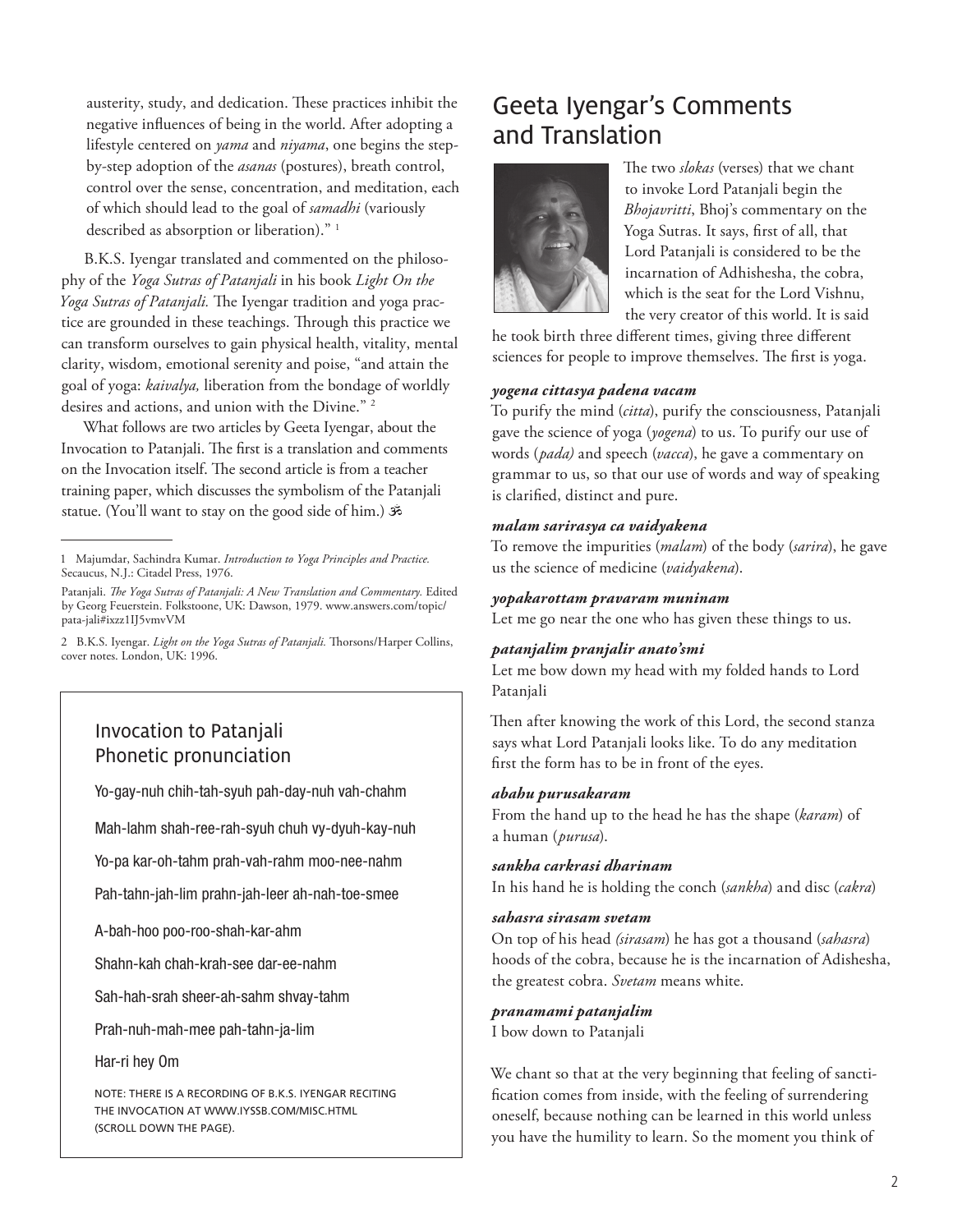austerity, study, and dedication. These practices inhibit the negative influences of being in the world. After adopting a lifestyle centered on *yama* and *niyama*, one begins the step-by-step adoption of the *asanas* (postures), breath control, control over the sense, concentration, and meditation, each of which should lead to the goal of *samadhi* (variously described as absorption or liberation)." [1]

B.K.S. Iyengar translated and commented on the philosophy of the *Yoga Sutras of Patanjali* in his book *Light On the Yoga Sutras of Patanjali.* The Iyengar tradition and yoga practice are grounded in these teachings. Through this practice we can transform ourselves to gain physical health, vitality, mental clarity, wisdom, emotional serenity and poise, "and attain the goal of yoga: *kaivalya,* liberation from the bondage of worldly desires and actions, and union with the Divine." [2]

What follows are two articles by Geeta Iyengar, about the Invocation to Patanjali. The first is a translation and comments on the Invocation itself. The second article is from a teacher training paper, which discusses the symbolism of the Patanjali statue. (You'll want to stay on the good side of him.) ॐ

---

1 Majumdar, Sachindra Kumar. *Introduction to Yoga Principles and Practice.* Secaucus, N.J.: Citadel Press, 1976.

Patanjali. *The Yoga Sutras of Patanjali: A New Translation and Commentary.* Edited by Georg Feuerstein. Folkstoone, UK: Dawson, 1979. www.answers.com/topic/pata-jali#ixzz1IJ5vmvVM

2 B.K.S. Iyengar. *Light on the Yoga Sutras of Patanjali.* Thorsons/Harper Collins, cover notes. London, UK: 1996.

### Invocation to Patanjali Phonetic pronunciation

Yo-gay-nuh chih-tah-syuh pah-day-nuh vah-chahm

Mah-lahm shah-ree-rah-syuh chuh vy-dyuh-kay-nuh

Yo-pa kar-oh-tahm prah-vah-rahm moo-nee-nahm

Pah-tahn-jah-lim prahn-jah-leer ah-nah-toe-smee

A-bah-hoo poo-roo-shah-kar-ahm

Shahn-kah chah-krah-see dar-ee-nahm

Sah-hah-srah sheer-ah-sahm shvay-tahm

Prah-nuh-mah-mee pah-tahn-ja-lim

Har-ri hey Om

NOTE: THERE IS A RECORDING OF B.K.S. IYENGAR RECITING THE INVOCATION AT WWW.IYSSB.COM/MISC.HTML (SCROLL DOWN THE PAGE).

## Geeta Iyengar's Comments and Translation

The two *slokas* (verses) that we chant to invoke Lord Patanjali begin the *Bhojavritti*, Bhoj's commentary on the Yoga Sutras. It says, first of all, that Lord Patanjali is considered to be the incarnation of Adhishesha, the cobra, which is the seat for the Lord Vishnu, the very creator of this world. It is said he took birth three different times, giving three different sciences for people to improve themselves. The first is yoga.

***yogena cittasya padena vacam***
To purify the mind (*citta*), purify the consciousness, Patanjali gave the science of yoga (*yogena*) to us. To purify our use of words (*pada)* and speech (*vacca*), he gave a commentary on grammar to us, so that our use of words and way of speaking is clarified, distinct and pure.

***malam sarirasya ca vaidyakena***
To remove the impurities (*malam*) of the body (*sarira*), he gave us the science of medicine (*vaidyakena*).

***yopakarottam pravaram muninam***
Let me go near the one who has given these things to us.

***patanjalim pranjalir anato'smi***
Let me bow down my head with my folded hands to Lord Patanjali

Then after knowing the work of this Lord, the second stanza says what Lord Patanjali looks like. To do any meditation first the form has to be in front of the eyes.

***abahu purusakaram***
From the hand up to the head he has the shape (*karam*) of a human (*purusa*).

***sankha carkrasi dharinam***
In his hand he is holding the conch (*sankha*) and disc (*cakra*)

***sahasra sirasam svetam***
On top of his head *(sirasam*) he has got a thousand (*sahasra*) hoods of the cobra, because he is the incarnation of Adishesha, the greatest cobra. *Svetam* means white.

***pranamami patanjalim***
I bow down to Patanjali

We chant so that at the very beginning that feeling of sanctification comes from inside, with the feeling of surrendering oneself, because nothing can be learned in this world unless you have the humility to learn. So the moment you think of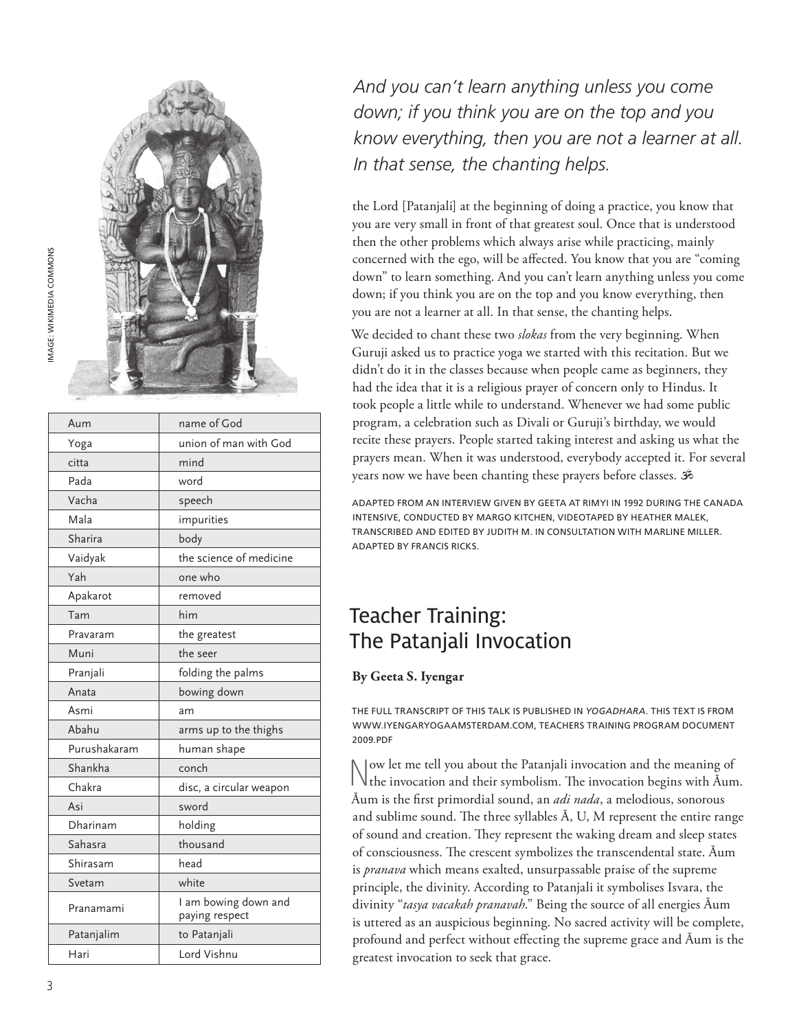IMAGE: WIKIMEDIA COMMONS

| Aum | name of God |
| --- | --- |
| Yoga | union of man with God |
| citta | mind |
| Pada | word |
| Vacha | speech |
| Mala | impurities |
| Sharira | body |
| Vaidyak | the science of medicine |
| Yah | one who |
| Apakarot | removed |
| Tam | him |
| Pravaram | the greatest |
| Muni | the seer |
| Pranjali | folding the palms |
| Anata | bowing down |
| Asmi | am |
| Abahu | arms up to the thighs |
| Purushakaram | human shape |
| Shankha | conch |
| Chakra | disc, a circular weapon |
| Asi | sword |
| Dharinam | holding |
| Sahasra | thousand |
| Shirasam | head |
| Svetam | white |
| Pranamami | I am bowing down and paying respect |
| Patanjalim | to Patanjali |
| Hari | Lord Vishnu |

*And you can't learn anything unless you come down; if you think you are on the top and you know everything, then you are not a learner at all. In that sense, the chanting helps.*

the Lord [Patanjali] at the beginning of doing a practice, you know that you are very small in front of that greatest soul. Once that is understood then the other problems which always arise while practicing, mainly concerned with the ego, will be affected. You know that you are "coming down" to learn something. And you can't learn anything unless you come down; if you think you are on the top and you know everything, then you are not a learner at all. In that sense, the chanting helps.

We decided to chant these two *slokas* from the very beginning. When Guruji asked us to practice yoga we started with this recitation. But we didn't do it in the classes because when people came as beginners, they had the idea that it is a religious prayer of concern only to Hindus. It took people a little while to understand. Whenever we had some public program, a celebration such as Divali or Guruji's birthday, we would recite these prayers. People started taking interest and asking us what the prayers mean. When it was understood, everybody accepted it. For several years now we have been chanting these prayers before classes. ॐ

ADAPTED FROM AN INTERVIEW GIVEN BY GEETA AT RIMYI IN 1992 DURING THE CANADA INTENSIVE, CONDUCTED BY MARGO KITCHEN, VIDEOTAPED BY HEATHER MALEK, TRANSCRIBED AND EDITED BY JUDITH M. IN CONSULTATION WITH MARLINE MILLER. ADAPTED BY FRANCIS RICKS.

## Teacher Training: The Patanjali Invocation

**By Geeta S. Iyengar**

THE FULL TRANSCRIPT OF THIS TALK IS PUBLISHED IN *YOGADHARA*. THIS TEXT IS FROM WWW.IYENGARYOGAAMSTERDAM.COM, TEACHERS TRAINING PROGRAM DOCUMENT 2009.PDF

Now let me tell you about the Patanjali invocation and the meaning of the invocation and their symbolism. The invocation begins with Āum. Āum is the first primordial sound, an *adi nada*, a melodious, sonorous and sublime sound. The three syllables Ā, U, M represent the entire range of sound and creation. They represent the waking dream and sleep states of consciousness. The crescent symbolizes the transcendental state. Āum is *pranava* which means exalted, unsurpassable praise of the supreme principle, the divinity. According to Patanjali it symbolises Isvara, the divinity "*tasya vacakah pranavah*." Being the source of all energies Āum is uttered as an auspicious beginning. No sacred activity will be complete, profound and perfect without effecting the supreme grace and Āum is the greatest invocation to seek that grace.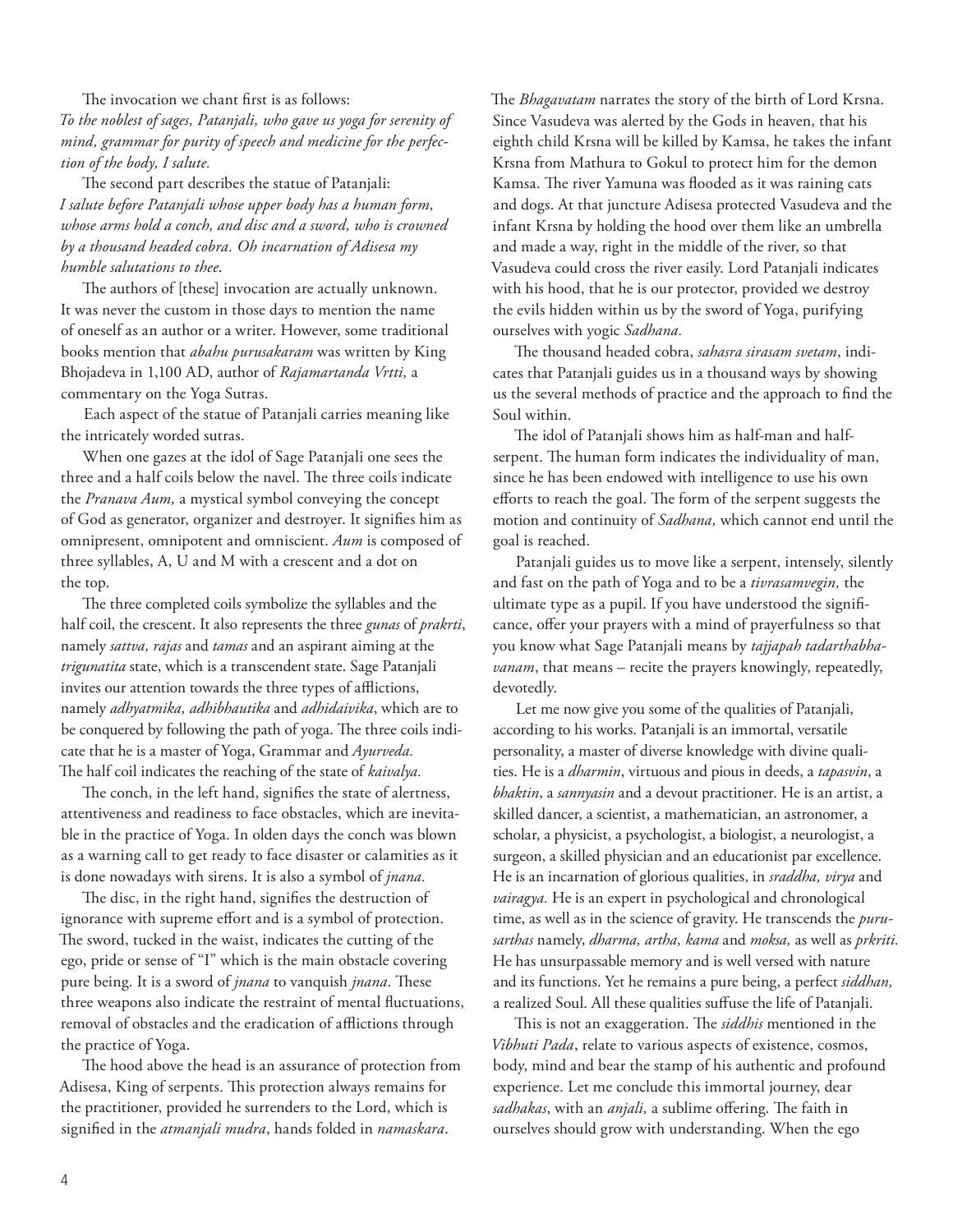The invocation we chant first is as follows:
*To the noblest of sages, Patanjali, who gave us yoga for serenity of mind, grammar for purity of speech and medicine for the perfection of the body, I salute.*

The second part describes the statue of Patanjali:
*I salute before Patanjali whose upper body has a human form, whose arms hold a conch, and disc and a sword, who is crowned by a thousand headed cobra. Oh incarnation of Adisesa my humble salutations to thee.*

The authors of [these] invocation are actually unknown. It was never the custom in those days to mention the name of oneself as an author or a writer. However, some traditional books mention that *abahu purusakaram* was written by King Bhojadeva in 1,100 AD, author of *Rajamartanda Vrtti,* a commentary on the Yoga Sutras.

Each aspect of the statue of Patanjali carries meaning like the intricately worded sutras.

When one gazes at the idol of Sage Patanjali one sees the three and a half coils below the navel. The three coils indicate the *Pranava Aum,* a mystical symbol conveying the concept of God as generator, organizer and destroyer. It signifies him as omnipresent, omnipotent and omniscient. *Aum* is composed of three syllables, A, U and M with a crescent and a dot on the top.

The three completed coils symbolize the syllables and the half coil, the crescent. It also represents the three *gunas* of *prakrti*, namely *sattva, rajas* and *tamas* and an aspirant aiming at the *trigunatita* state, which is a transcendent state. Sage Patanjali invites our attention towards the three types of afflictions, namely *adhyatmika, adhibhautika* and *adhidaivika*, which are to be conquered by following the path of yoga. The three coils indicate that he is a master of Yoga, Grammar and *Ayurveda.* The half coil indicates the reaching of the state of *kaivalya.*

The conch, in the left hand, signifies the state of alertness, attentiveness and readiness to face obstacles, which are inevitable in the practice of Yoga. In olden days the conch was blown as a warning call to get ready to face disaster or calamities as it is done nowadays with sirens. It is also a symbol of *jnana.*

The disc, in the right hand, signifies the destruction of ignorance with supreme effort and is a symbol of protection. The sword, tucked in the waist, indicates the cutting of the ego, pride or sense of "I" which is the main obstacle covering pure being. It is a sword of *jnana* to vanquish *jnana*. These three weapons also indicate the restraint of mental fluctuations, removal of obstacles and the eradication of afflictions through the practice of Yoga.

The hood above the head is an assurance of protection from Adisesa, King of serpents. This protection always remains for the practitioner, provided he surrenders to the Lord, which is signified in the *atmanjali mudra*, hands folded in *namaskara*.

The *Bhagavatam* narrates the story of the birth of Lord Krsna. Since Vasudeva was alerted by the Gods in heaven, that his eighth child Krsna will be killed by Kamsa, he takes the infant Krsna from Mathura to Gokul to protect him for the demon Kamsa. The river Yamuna was flooded as it was raining cats and dogs. At that juncture Adisesa protected Vasudeva and the infant Krsna by holding the hood over them like an umbrella and made a way, right in the middle of the river, so that Vasudeva could cross the river easily. Lord Patanjali indicates with his hood, that he is our protector, provided we destroy the evils hidden within us by the sword of Yoga, purifying ourselves with yogic *Sadhana.*

The thousand headed cobra, *sahasra sirasam svetam*, indicates that Patanjali guides us in a thousand ways by showing us the several methods of practice and the approach to find the Soul within.

The idol of Patanjali shows him as half-man and half-serpent. The human form indicates the individuality of man, since he has been endowed with intelligence to use his own efforts to reach the goal. The form of the serpent suggests the motion and continuity of *Sadhana,* which cannot end until the goal is reached.

Patanjali guides us to move like a serpent, intensely, silently and fast on the path of Yoga and to be a *tivrasamvegin,* the ultimate type as a pupil. If you have understood the significance, offer your prayers with a mind of prayerfulness so that you know what Sage Patanjali means by *tajjapah tadarthabhavanam*, that means – recite the prayers knowingly, repeatedly, devotedly.

Let me now give you some of the qualities of Patanjali, according to his works. Patanjali is an immortal, versatile personality, a master of diverse knowledge with divine qualities. He is a *dharmin*, virtuous and pious in deeds, a *tapasvin*, a *bhaktin*, a *sannyasin* and a devout practitioner. He is an artist, a skilled dancer, a scientist, a mathematician, an astronomer, a scholar, a physicist, a psychologist, a biologist, a neurologist, a surgeon, a skilled physician and an educationist par excellence. He is an incarnation of glorious qualities, in *sraddha, virya* and *vairagya.* He is an expert in psychological and chronological time, as well as in the science of gravity. He transcends the *purusarthas* namely, *dharma, artha, kama* and *moksa,* as well as *prkriti.* He has unsurpassable memory and is well versed with nature and its functions. Yet he remains a pure being, a perfect *siddhan,* a realized Soul. All these qualities suffuse the life of Patanjali.

This is not an exaggeration. The *siddhis* mentioned in the *Vibhuti Pada*, relate to various aspects of existence, cosmos, body, mind and bear the stamp of his authentic and profound experience. Let me conclude this immortal journey, dear *sadhakas*, with an *anjali,* a sublime offering. The faith in ourselves should grow with understanding. When the ego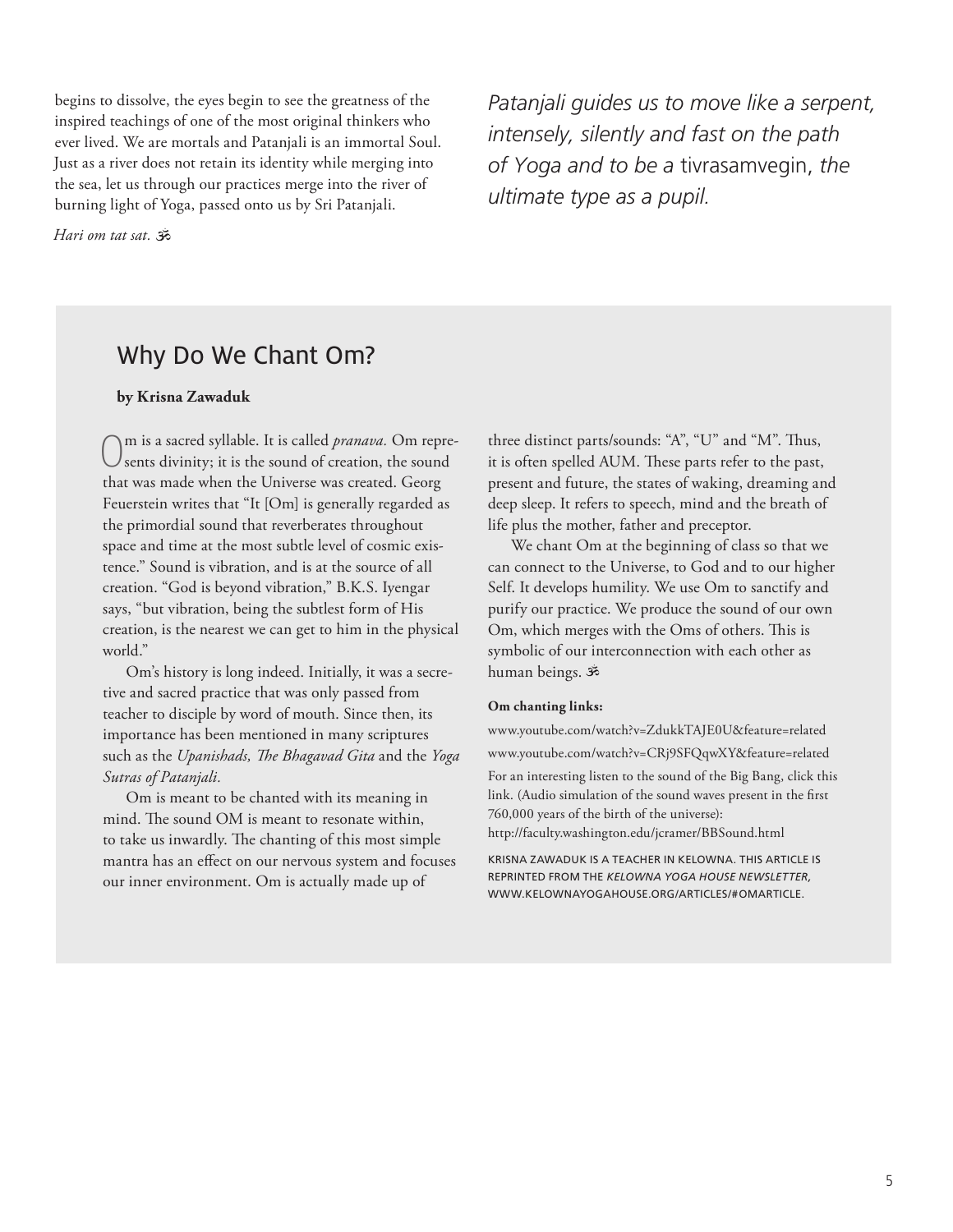begins to dissolve, the eyes begin to see the greatness of the inspired teachings of one of the most original thinkers who ever lived. We are mortals and Patanjali is an immortal Soul. Just as a river does not retain its identity while merging into the sea, let us through our practices merge into the river of burning light of Yoga, passed onto us by Sri Patanjali.

*Hari om tat sat.* ॐ

*Patanjali guides us to move like a serpent, intensely, silently and fast on the path of Yoga and to be a* tivrasamvegin, *the ultimate type as a pupil.*

## Why Do We Chant Om?

**by Krisna Zawaduk**

Om is a sacred syllable. It is called *pranava.* Om represents divinity; it is the sound of creation, the sound that was made when the Universe was created. Georg Feuerstein writes that "It [Om] is generally regarded as the primordial sound that reverberates throughout space and time at the most subtle level of cosmic existence." Sound is vibration, and is at the source of all creation. "God is beyond vibration," B.K.S. Iyengar says, "but vibration, being the subtlest form of His creation, is the nearest we can get to him in the physical world."

Om's history is long indeed. Initially, it was a secretive and sacred practice that was only passed from teacher to disciple by word of mouth. Since then, its importance has been mentioned in many scriptures such as the *Upanishads, The Bhagavad Gita* and the *Yoga Sutras of Patanjali.*

Om is meant to be chanted with its meaning in mind. The sound OM is meant to resonate within, to take us inwardly. The chanting of this most simple mantra has an effect on our nervous system and focuses our inner environment. Om is actually made up of three distinct parts/sounds: "A", "U" and "M". Thus, it is often spelled AUM. These parts refer to the past, present and future, the states of waking, dreaming and deep sleep. It refers to speech, mind and the breath of life plus the mother, father and preceptor.

We chant Om at the beginning of class so that we can connect to the Universe, to God and to our higher Self. It develops humility. We use Om to sanctify and purify our practice. We produce the sound of our own Om, which merges with the Oms of others. This is symbolic of our interconnection with each other as human beings. ॐ

**Om chanting links:**

www.youtube.com/watch?v=ZdukkTAJE0U&feature=related

www.youtube.com/watch?v=CRj9SFQqwXY&feature=related

For an interesting listen to the sound of the Big Bang, click this link. (Audio simulation of the sound waves present in the first 760,000 years of the birth of the universe): http://faculty.washington.edu/jcramer/BBSound.html

KRISNA ZAWADUK IS A TEACHER IN KELOWNA. THIS ARTICLE IS REPRINTED FROM THE *KELOWNA YOGA HOUSE NEWSLETTER*, WWW.KELOWNAYOGAHOUSE.ORG/ARTICLES/#OMARTICLE.